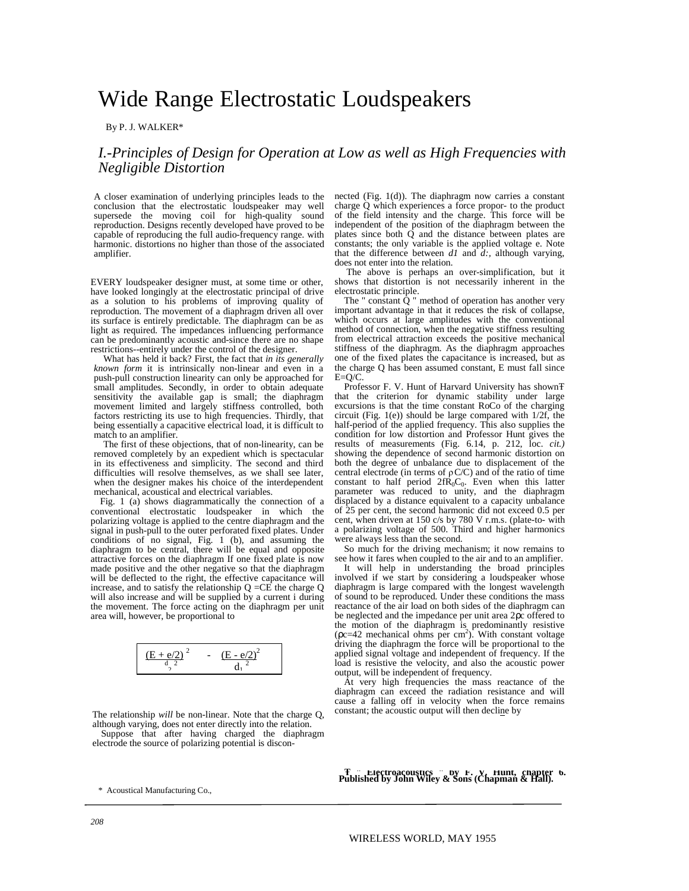# Wide Range Electrostatic Loudspeakers

By P. J. WALKER*

## *I.-Principles of Design for Operation at Low as well as High Frequencies with Negligible Distortion*

A closer examination of underlying principles leads to the conclusion that the electrostatic loudspeaker may well supersede the moving coil for high-quality sound reproduction. Designs recently developed have proved to be capable of reproducing the full audio-frequency range. with harmonic. distortions no higher than those of the associated amplifier.

EVERY loudspeaker designer must, at some time or other, have looked longingly at the electrostatic principal of drive as a solution to his problems of improving quality of reproduction. The movement of a diaphragm driven all over its surface is entirely predictable. The diaphragm can be as light as required. The impedances influencing performance can be predominantly acoustic and-since there are no shape restrictions--entirely under the control of the designer.

What has held it back? First, the fact that *in its generally known form* it is intrinsically non-linear and even in a push-pull construction linearity can only be approached for small amplitudes. Secondly, in order to obtain adequate sensitivity the available gap is small; the diaphragm movement limited and largely stiffness controlled, both factors restricting its use to high frequencies. Thirdly, that being essentially a capacitive electrical load, it is difficult to match to an amplifier.

The first of these objections, that of non-linearity, can be removed completely by an expedient which is spectacular in its effectiveness and simplicity. The second and third difficulties will resolve themselves, as we shall see later, when the designer makes his choice of the interdependent mechanical, acoustical and electrical variables.

Fig. 1 (a) shows diagrammatically the connection of a conventional electrostatic loudspeaker in which the polarizing voltage is applied to the centre diaphragm and the signal in push-pull to the outer perforated fixed plates. Under conditions of no signal, Fig. 1 (b), and assuming the diaphragm to be central, there will be equal and opposite attractive forces on the diaphragm If one fixed plate is now made positive and the other negative so that the diaphragm will be deflected to the right, the effective capacitance will increase, and to satisfy the relationship Q =CE the charge Q will also increase and will be supplied by a current i during the movement. The force acting on the diaphragm per unit area will, however, be proportional to

$$\frac{(E + e/2)^2}{d_2^{\,2}} - \frac{(E - e/2)^2}{d_1^{\,2}}$$

The relationship *will* be non-linear. Note that the charge Q, although varying, does not enter directly into the relation.

Suppose that after having charged the diaphragm electrode the source of polarizing potential is disconnected (Fig. 1(d)). The diaphragm now carries a constant charge Q which experiences a force propor- to the product of the field intensity and the charge. This force will be independent of the position of the diaphragm between the plates since both Q and the distance between plates are constants; the only variable is the applied voltage e. Note that the difference between *d1* and *d:,* although varying, does not enter into the relation.

The above is perhaps an over-simplification, but it shows that distortion is not necessarily inherent in the electrostatic principle.

The " constant Q " method of operation has another very important advantage in that it reduces the risk of collapse, which occurs at large amplitudes with the conventional method of connection, when the negative stiffness resulting from electrical attraction exceeds the positive mechanical stiffness of the diaphragm. As the diaphragm approaches one of the fixed plates the capacitance is increased, but as the charge Q has been assumed constant, E must fall since E=Q/C.

Professor F. V. Hunt of Harvard University has shown† that the criterion for dynamic stability under large excursions is that the time constant $R_0C_0$ of the charging circuit (Fig. 1(e)) should be large compared with 1/2f, the half-period of the applied frequency. This also supplies the condition for low distortion and Professor Hunt gives the results of measurements (Fig. 6.14, p. 212, loc. *cit.)* showing the dependence of second harmonic distortion on both the degree of unbalance due to displacement of the central electrode (in terms of $\rho C/C$) and of the ratio of time constant to half period $2fR_0C_0$. Even when this latter parameter was reduced to unity, and the diaphragm displaced by a distance equivalent to a capacity unbalance of 25 per cent, the second harmonic did not exceed 0.5 per cent, when driven at 150 c/s by 780 V r.m.s. (plate-to- with a polarizing voltage of 500. Third and higher harmonics were always less than the second.

So much for the driving mechanism; it now remains to see how it fares when coupled to the air and to an amplifier.

It will help in understanding the broad principles involved if we start by considering a loudspeaker whose diaphragm is large compared with the longest wavelength of sound to be reproduced. Under these conditions the mass reactance of the air load on both sides of the diaphragm can be neglected and the impedance per unit area $2\rho c$ offered to the motion of the diaphragm is predominantly resistive ($\rho c$=42 mechanical ohms per $cm^2$). With constant voltage driving the diaphragm the force will be proportional to the applied signal voltage and independent of frequency. If the load is resistive the velocity, and also the acoustic power output, will be independent of frequency.

At very high frequencies the mass reactance of the diaphragm can exceed the radiation resistance and will cause a falling off in velocity when the force remains constant; the acoustic output will then decline by

† " Electroacoustics " by F. V. Hunt, chapter 6. Published by John Wiley & Sons (Chapman & Hall).

\* Acoustical Manufacturing Co.,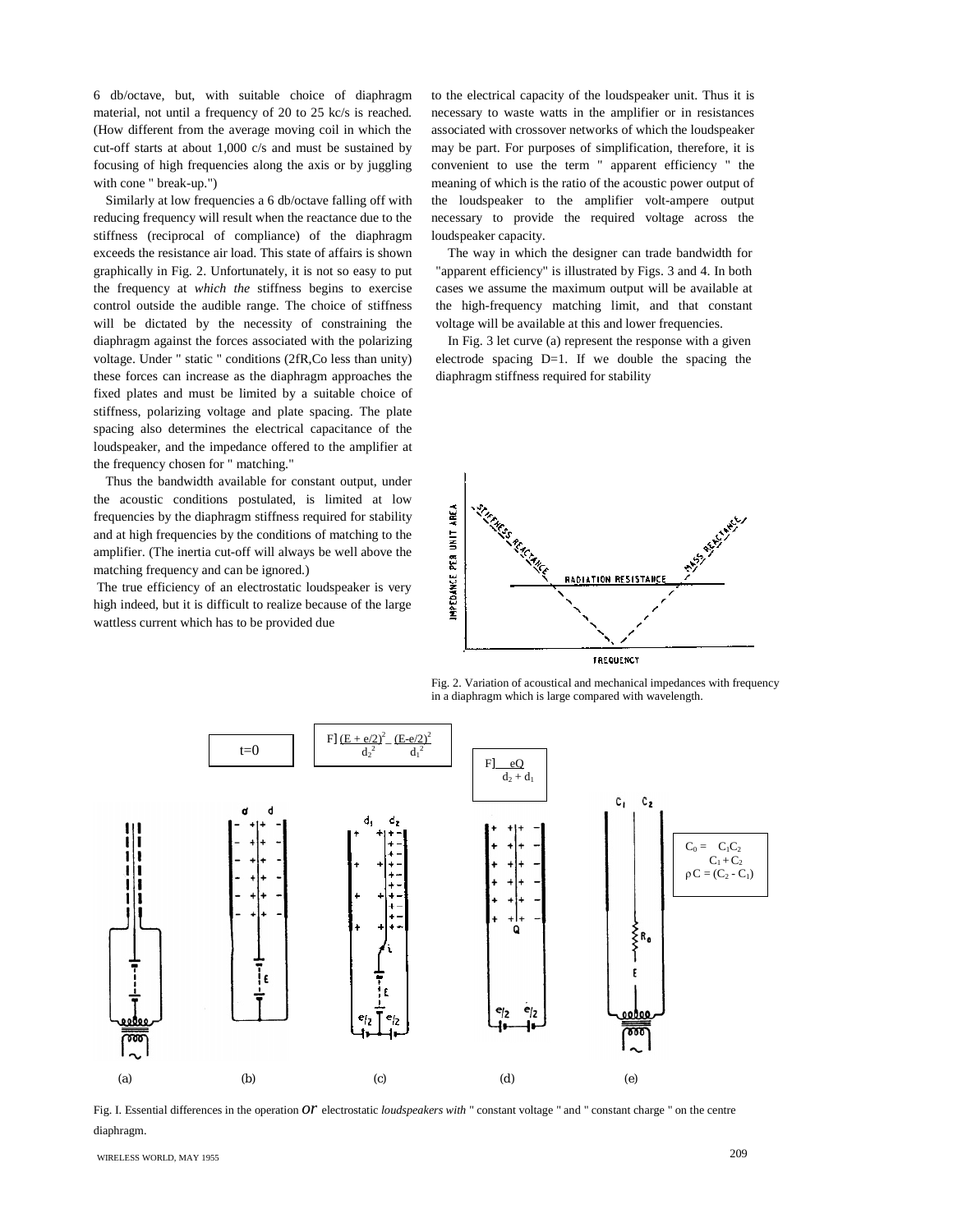6 db/octave, but, with suitable choice of diaphragm material, not until a frequency of 20 to 25 kc/s is reached. (How different from the average moving coil in which the cut-off starts at about 1,000 c/s and must be sustained by focusing of high frequencies along the axis or by juggling with cone " break-up.")

Similarly at low frequencies a 6 db/octave falling off with reducing frequency will result when the reactance due to the stiffness (reciprocal of compliance) of the diaphragm exceeds the resistance air load. This state of affairs is shown graphically in Fig. 2. Unfortunately, it is not so easy to put the frequency at *which the* stiffness begins to exercise control outside the audible range. The choice of stiffness will be dictated by the necessity of constraining the diaphragm against the forces associated with the polarizing voltage. Under " static " conditions (2fR,Co less than unity) these forces can increase as the diaphragm approaches the fixed plates and must be limited by a suitable choice of stiffness, polarizing voltage and plate spacing. The plate spacing also determines the electrical capacitance of the loudspeaker, and the impedance offered to the amplifier at the frequency chosen for " matching."

Thus the bandwidth available for constant output, under the acoustic conditions postulated, is limited at low frequencies by the diaphragm stiffness required for stability and at high frequencies by the conditions of matching to the amplifier. (The inertia cut-off will always be well above the matching frequency and can be ignored.)

The true efficiency of an electrostatic loudspeaker is very high indeed, but it is difficult to realize because of the large wattless current which has to be provided due to the electrical capacity of the loudspeaker unit. Thus it is necessary to waste watts in the amplifier or in resistances associated with crossover networks of which the loudspeaker may be part. For purposes of simplification, therefore, it is convenient to use the term " apparent efficiency " the meaning of which is the ratio of the acoustic power output of the loudspeaker to the amplifier volt-ampere output necessary to provide the required voltage across the loudspeaker capacity.

The way in which the designer can trade bandwidth for "apparent efficiency" is illustrated by Figs. 3 and 4. In both cases we assume the maximum output will be available at the high-frequency matching limit, and that constant voltage will be available at this and lower frequencies.

In Fig. 3 let curve (a) represent the response with a given electrode spacing D=1. If we double the spacing the diaphragm stiffness required for stability

Fig. 2. Variation of acoustical and mechanical impedances with frequency in a diaphragm which is large compared with wavelength.

t=0

$F \propto \frac{(E + e/2)^2}{d_2^2} - \frac{(E-e/2)^2}{d_1^2}$

$F \propto \frac{eQ}{d_2 + d_1}$

$C_0 = \frac{C_1 C_2}{C_1 + C_2}$

$\rho C = (C_2 - C_1)$

(a) (b) (c) (d) (e)

Fig. I. Essential differences in the operation *or* electrostatic *loudspeakers with* " constant voltage " and " constant charge " on the centre diaphragm.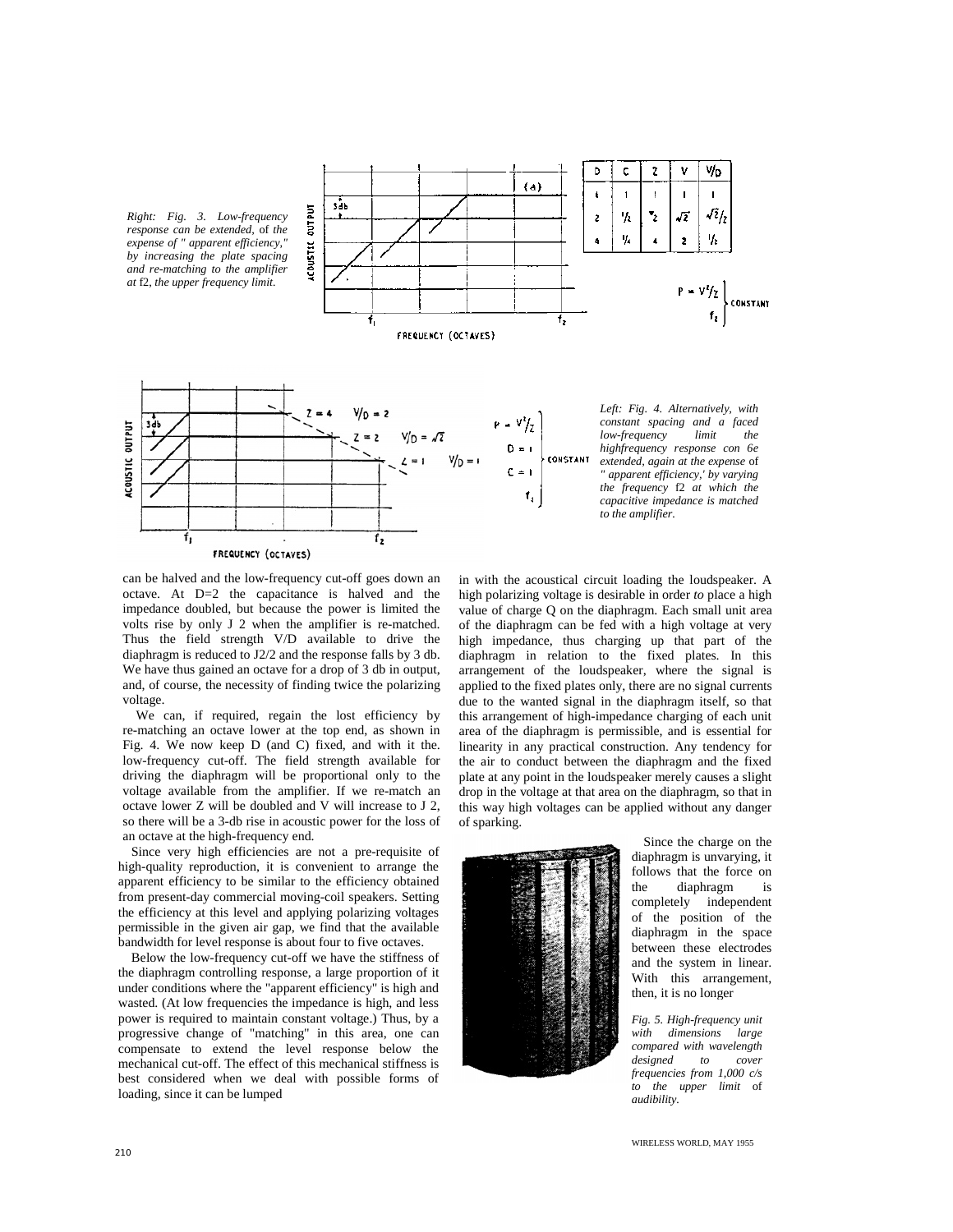*Right: Fig. 3. Low-frequency response can be extended, of the expense of " apparent efficiency," by increasing the plate spacing and re-matching to the amplifier at* f2, *the upper frequency limit.*

| D | C | Z | V | V/D |
|---|---|---|---|---|
| 1 | 1 | 1 | 1 | 1 |
| 2 | 1/2 | 2 | $\sqrt{2}$ | $\sqrt{2}/2$ |
| 4 | 1/4 | 4 | 2 | 1/2 |

$P = V^2/Z$, $f_2$ CONSTANT

*Left: Fig. 4. Alternatively, with constant spacing and a faced low-frequency limit the highfrequency response con 6e extended, again at the expense of " apparent efficiency,' by varying the frequency* f2 *at which the capacitive impedance is matched to the amplifier.*

can be halved and the low-frequency cut-off goes down an octave. At D=2 the capacitance is halved and the impedance doubled, but because the power is limited the volts rise by only J 2 when the amplifier is re-matched. Thus the field strength V/D available to drive the diaphragm is reduced to J2/2 and the response falls by 3 db. We have thus gained an octave for a drop of 3 db in output, and, of course, the necessity of finding twice the polarizing voltage.

We can, if required, regain the lost efficiency by re-matching an octave lower at the top end, as shown in Fig. 4. We now keep D (and C) fixed, and with it the. low-frequency cut-off. The field strength available for driving the diaphragm will be proportional only to the voltage available from the amplifier. If we re-match an octave lower Z will be doubled and V will increase to J 2, so there will be a 3-db rise in acoustic power for the loss of an octave at the high-frequency end.

Since very high efficiencies are not a pre-requisite of high-quality reproduction, it is convenient to arrange the apparent efficiency to be similar to the efficiency obtained from present-day commercial moving-coil speakers. Setting the efficiency at this level and applying polarizing voltages permissible in the given air gap, we find that the available bandwidth for level response is about four to five octaves.

Below the low-frequency cut-off we have the stiffness of the diaphragm controlling response, a large proportion of it under conditions where the "apparent efficiency" is high and wasted. (At low frequencies the impedance is high, and less power is required to maintain constant voltage.) Thus, by a progressive change of "matching" in this area, one can compensate to extend the level response below the mechanical cut-off. The effect of this mechanical stiffness is best considered when we deal with possible forms of loading, since it can be lumped in with the acoustical circuit loading the loudspeaker. A high polarizing voltage is desirable in order *to* place a high value of charge Q on the diaphragm. Each small unit area of the diaphragm can be fed with a high voltage at very high impedance, thus charging up that part of the diaphragm in relation to the fixed plates. In this arrangement of the loudspeaker, where the signal is applied to the fixed plates only, there are no signal currents due to the wanted signal in the diaphragm itself, so that this arrangement of high-impedance charging of each unit area of the diaphragm is permissible, and is essential for linearity in any practical construction. Any tendency for the air to conduct between the diaphragm and the fixed plate at any point in the loudspeaker merely causes a slight drop in the voltage at that area on the diaphragm, so that in this way high voltages can be applied without any danger of sparking.

Since the charge on the diaphragm is unvarying, it follows that the force on the diaphragm is completely independent of the position of the diaphragm in the space between these electrodes and the system in linear. With this arrangement, then, it is no longer

*Fig. 5. High-frequency unit with dimensions large compared with wavelength designed to cover frequencies from 1,000 c/s to the upper limit* of *audibility.*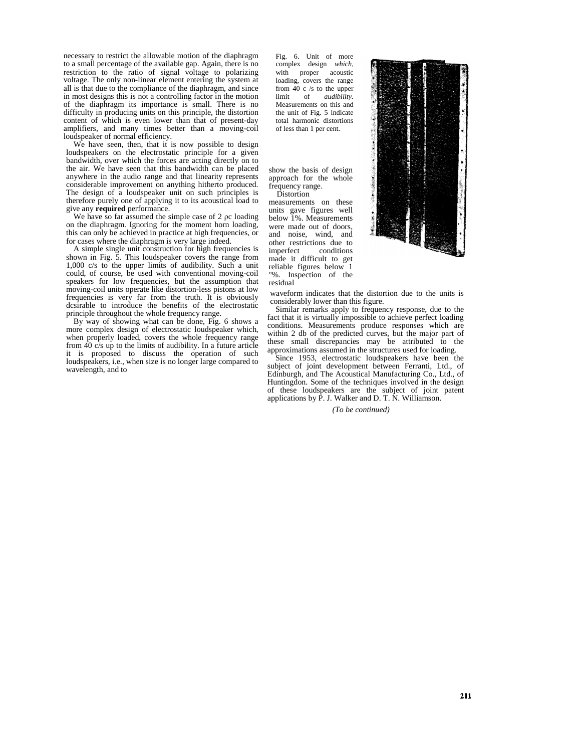necessary to restrict the allowable motion of the diaphragm to a small percentage of the available gap. Again, there is no restriction to the ratio of signal voltage to polarizing voltage. The only non-linear element entering the system at all is that due to the compliance of the diaphragm, and since in most designs this is not a controlling factor in the motion of the diaphragm its importance is small. There is no difficulty in producing units on this principle, the distortion content of which is even lower than that of present-day amplifiers, and many times better than a moving-coil loudspeaker of normal efficiency.

We have seen, then, that it is now possible to design loudspeakers on the electrostatic principle for a given bandwidth, over which the forces are acting directly on to the air. We have seen that this bandwidth can be placed anywhere in the audio range and that linearity represents considerable improvement on anything hitherto produced. The design of a loudspeaker unit on such principles is therefore purely one of applying it to its acoustical load to give any **required** performance.

We have so far assumed the simple case of 2 ρc loading on the diaphragm. Ignoring for the moment horn loading, this can only be achieved in practice at high frequencies, or for cases where the diaphragm is very large indeed.

A simple single unit construction for high frequencies is shown in Fig. 5. This loudspeaker covers the range from 1,000 c/s to the upper limits of audibility. Such a unit could, of course, be used with conventional moving-coil speakers for low frequencies, but the assumption that moving-coil units operate like distortion-less pistons at low frequencies is very far from the truth. It is obviously dcsirable to introduce the benefits of the electrostatic principle throughout the whole frequency range.

By way of showing what can be done, Fig. 6 shows a more complex design of electrostatic loudspeaker which, when properly loaded, covers the whole frequency range from 40 c/s up to the limits of audibility. In a future article it is proposed to discuss the operation of such loudspeakers, i.e., when size is no longer large compared to wavelength, and to show the basis of design approach for the whole frequency range.

Fig. 6. Unit of more complex design *which*, with proper acoustic loading, covers the range from 40 c /s to the upper limit of *audibility*. Measurements on this and the unit of Fig. 5 indicate total harmonic distortions of less than 1 per cent.

Distortion measurements on these units gave figures well below 1%. Measurements were made out of doors, and noise, wind, and other restrictions due to imperfect conditions made it difficult to get reliable figures below 1 °%. Inspection of the residual waveform indicates that the distortion due to the units is considerably lower than this figure.

Similar remarks apply to frequency response, due to the fact that it is virtually impossible to achieve perfect loading conditions. Measurements produce responses which are within 2 db of the predicted curves, but the major part of these small discrepancies may be attributed to the approximations assumed in the structures used for loading.

Since 1953, electrostatic loudspeakers have been the subject of joint development between Ferranti, Ltd., of Edinburgh, and The Acoustical Manufacturing Co., Ltd., of Huntingdon. Some of the techniques involved in the design of these loudspeakers are the subject of joint patent applications by P. J. Walker and D. T. N. Williamson.

*(To be continued)*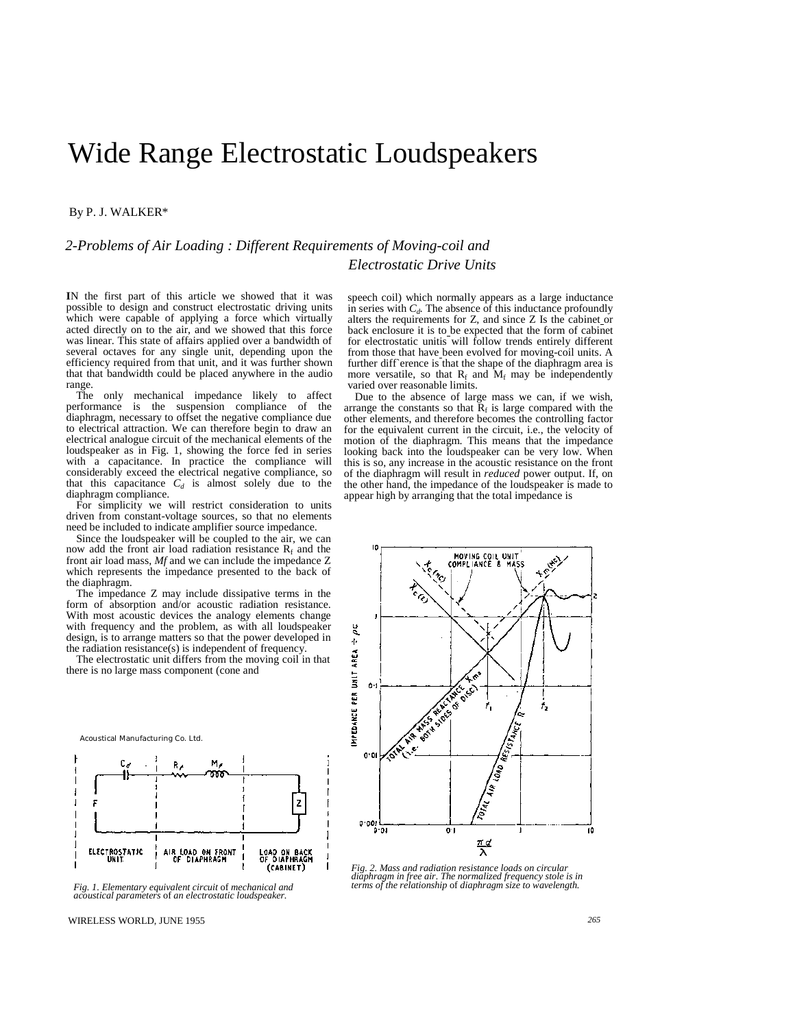# Wide Range Electrostatic Loudspeakers

By P. J. WALKER*

## 2-Problems of Air Loading : Different Requirements of Moving-coil and Electrostatic Drive Units

**I**N the first part of this article we showed that it was possible to design and construct electrostatic driving units which were capable of applying a force which virtually acted directly on to the air, and we showed that this force was linear. This state of affairs applied over a bandwidth of several octaves for any single unit, depending upon the efficiency required from that unit, and it was further shown that that bandwidth could be placed anywhere in the audio range.

The only mechanical impedance likely to affect performance is the suspension compliance of the diaphragm, necessary to offset the negative compliance due to electrical attraction. We can therefore begin to draw an electrical analogue circuit of the mechanical elements of the loudspeaker as in Fig. 1, showing the force fed in series with a capacitance. In practice the compliance will considerably exceed the electrical negative compliance, so that this capacitance $C_d$ is almost solely due to the diaphragm compliance.

For simplicity we will restrict consideration to units driven from constant-voltage sources, so that no elements need be included to indicate amplifier source impedance.

Since the loudspeaker will be coupled to the air, we can now add the front air load radiation resistance $R_f$ and the front air load mass, $M_f$ and we can include the impedance Z which represents the impedance presented to the back of the diaphragm.

The impedance Z may include dissipative terms in the form of absorption and/or acoustic radiation resistance. With most acoustic devices the analogy elements change with frequency and the problem, as with all loudspeaker design, is to arrange matters so that the power developed in the radiation resistance(s) is independent of frequency.

The electrostatic unit differs from the moving coil in that there is no large mass component (cone and speech coil) which normally appears as a large inductance in series with $C_d$. The absence of this inductance profoundly alters the requirements for Z, and since Z Is the cabinet or back enclosure it is to be expected that the form of cabinet for electrostatic unitis will follow trends entirely different from those that have been evolved for moving-coil units. A further diff`erence is that the shape of the diaphragm area is more versatile, so that $R_f$ and $M_f$ may be independently varied over reasonable limits.

Due to the absence of large mass we can, if we wish, arrange the constants so that $R_f$ is large compared with the other elements, and therefore becomes the controlling factor for the equivalent current in the circuit, i.e., the velocity of motion of the diaphragm. This means that the impedance looking back into the loudspeaker can be very low. When this is so, any increase in the acoustic resistance on the front of the diaphragm will result in *reduced* power output. If, on the other hand, the impedance of the loudspeaker is made to appear high by arranging that the total impedance is

Acoustical Manufacturing Co. Ltd.

*Fig. 1. Elementary equivalent circuit of mechanical and acoustical parameters of an electrostatic loudspeaker.*

*Fig. 2. Mass and radiation resistance loads on circular diaphragm in free air. The normalized frequency stole is in terms of the relationship of diaphragm size to wavelength.*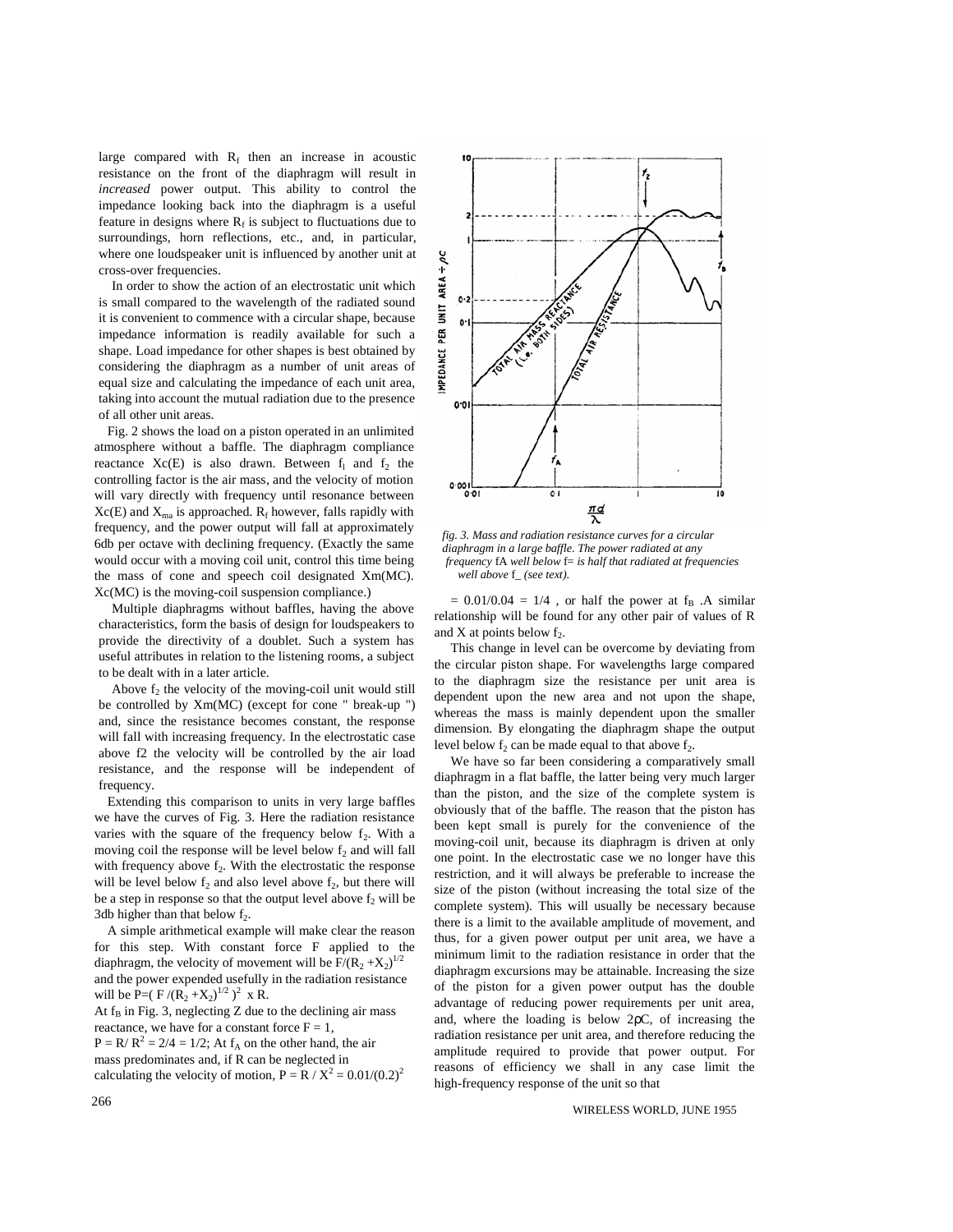large compared with $R_f$ then an increase in acoustic resistance on the front of the diaphragm will result in *increased* power output. This ability to control the impedance looking back into the diaphragm is a useful feature in designs where $R_f$ is subject to fluctuations due to surroundings, horn reflections, etc., and, in particular, where one loudspeaker unit is influenced by another unit at cross-over frequencies.

In order to show the action of an electrostatic unit which is small compared to the wavelength of the radiated sound it is convenient to commence with a circular shape, because impedance information is readily available for such a shape. Load impedance for other shapes is best obtained by considering the diaphragm as a number of unit areas of equal size and calculating the impedance of each unit area, taking into account the mutual radiation due to the presence of all other unit areas.

Fig. 2 shows the load on a piston operated in an unlimited atmosphere without a baffle. The diaphragm compliance reactance Xc(E) is also drawn. Between $f_1$ and $f_2$ the controlling factor is the air mass, and the velocity of motion will vary directly with frequency until resonance between Xc(E) and $X_{ma}$ is approached. $R_f$ however, falls rapidly with frequency, and the power output will fall at approximately 6db per octave with declining frequency. (Exactly the same would occur with a moving coil unit, control this time being the mass of cone and speech coil designated Xm(MC). Xc(MC) is the moving-coil suspension compliance.)

Multiple diaphragms without baffles, having the above characteristics, form the basis of design for loudspeakers to provide the directivity of a doublet. Such a system has useful attributes in relation to the listening rooms, a subject to be dealt with in a later article.

Above $f_2$ the velocity of the moving-coil unit would still be controlled by Xm(MC) (except for cone " break-up ") and, since the resistance becomes constant, the response will fall with increasing frequency. In the electrostatic case above f2 the velocity will be controlled by the air load resistance, and the response will be independent of frequency.

Extending this comparison to units in very large baffles we have the curves of Fig. 3. Here the radiation resistance varies with the square of the frequency below $f_2$. With a moving coil the response will be level below $f_2$ and will fall with frequency above $f_2$. With the electrostatic the response will be level below $f_2$ and also level above $f_2$, but there will be a step in response so that the output level above $f_2$ will be 3db higher than that below $f_2$.

A simple arithmetical example will make clear the reason for this step. With constant force F applied to the diaphragm, the velocity of movement will be $F/(R_2 + X_2)^{1/2}$ and the power expended usefully in the radiation resistance will be $P = (F/(R_2 + X_2)^{1/2})^2 \times R$.

At $f_B$ in Fig. 3, neglecting Z due to the declining air mass reactance, we have for a constant force $F = 1$,
$P = R/R^2 = 2/4 = 1/2$; At $f_A$ on the other hand, the air mass predominates and, if R can be neglected in calculating the velocity of motion, $P = R/X^2 = 0.01/(0.2)^2$

*fig. 3. Mass and radiation resistance curves for a circular diaphragm in a large baffle. The power radiated at any frequency fA well below f= is half that radiated at frequencies well above f_ (see text).*

$= 0.01/0.04 = 1/4$ , or half the power at $f_B$ .A similar relationship will be found for any other pair of values of R and X at points below $f_2$.

This change in level can be overcome by deviating from the circular piston shape. For wavelengths large compared to the diaphragm size the resistance per unit area is dependent upon the new area and not upon the shape, whereas the mass is mainly dependent upon the smaller dimension. By elongating the diaphragm shape the output level below $f_2$ can be made equal to that above $f_2$.

We have so far been considering a comparatively small diaphragm in a flat baffle, the latter being very much larger than the piston, and the size of the complete system is obviously that of the baffle. The reason that the piston has been kept small is purely for the convenience of the moving-coil unit, because its diaphragm is driven at only one point. In the electrostatic case we no longer have this restriction, and it will always be preferable to increase the size of the piston (without increasing the total size of the complete system). This will usually be necessary because there is a limit to the available amplitude of movement, and thus, for a given power output per unit area, we have a minimum limit to the radiation resistance in order that the diaphragm excursions may be attainable. Increasing the size of the piston for a given power output has the double advantage of reducing power requirements per unit area, and, where the loading is below $2\rho C$, of increasing the radiation resistance per unit area, and therefore reducing the amplitude required to provide that power output. For reasons of efficiency we shall in any case limit the high-frequency response of the unit so that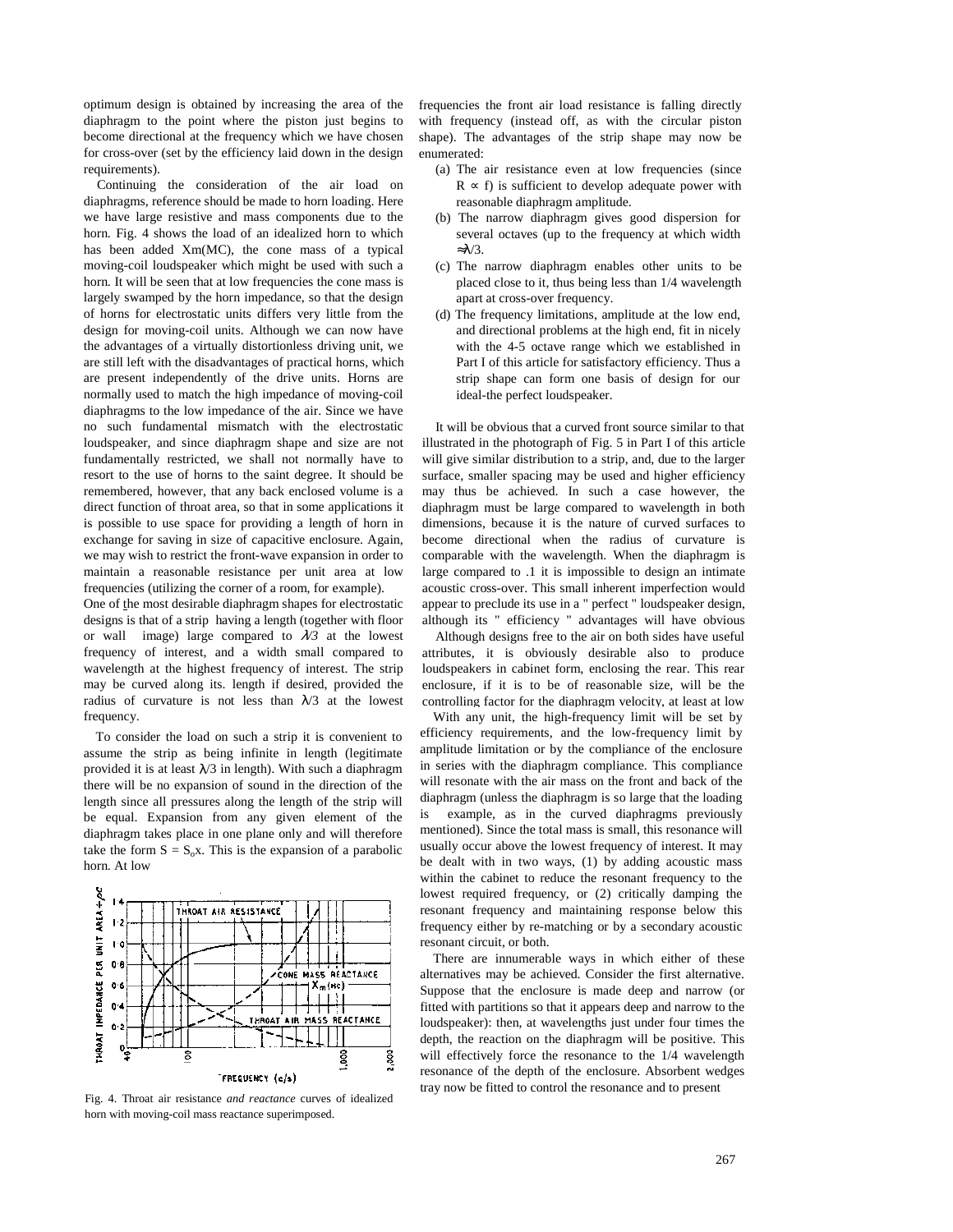optimum design is obtained by increasing the area of the diaphragm to the point where the piston just begins to become directional at the frequency which we have chosen for cross-over (set by the efficiency laid down in the design requirements).

Continuing the consideration of the air load on diaphragms, reference should be made to horn loading. Here we have large resistive and mass components due to the horn. Fig. 4 shows the load of an idealized horn to which has been added Xm(MC), the cone mass of a typical moving-coil loudspeaker which might be used with such a horn. It will be seen that at low frequencies the cone mass is largely swamped by the horn impedance, so that the design of horns for electrostatic units differs very little from the design for moving-coil units. Although we can now have the advantages of a virtually distortionless driving unit, we are still left with the disadvantages of practical horns, which are present independently of the drive units. Horns are normally used to match the high impedance of moving-coil diaphragms to the low impedance of the air. Since we have no such fundamental mismatch with the electrostatic loudspeaker, and since diaphragm shape and size are not fundamentally restricted, we shall not normally have to resort to the use of horns to the saint degree. It should be remembered, however, that any back enclosed volume is a direct function of throat area, so that in some applications it is possible to use space for providing a length of horn in exchange for saving in size of capacitive enclosure. Again, we may wish to restrict the front-wave expansion in order to maintain a reasonable resistance per unit area at low frequencies (utilizing the corner of a room, for example).

One of the most desirable diaphragm shapes for electrostatic designs is that of a strip having a length (together with floor or wall image) large compared to $\lambda/3$ at the lowest frequency of interest, and a width small compared to wavelength at the highest frequency of interest. The strip may be curved along its. length if desired, provided the radius of curvature is not less than $\lambda/3$ at the lowest frequency.

To consider the load on such a strip it is convenient to assume the strip as being infinite in length (legitimate provided it is at least $\lambda/3$ in length). With such a diaphragm there will be no expansion of sound in the direction of the length since all pressures along the length of the strip will be equal. Expansion from any given element of the diaphragm takes place in one plane only and will therefore take the form $S = S_o x$. This is the expansion of a parabolic horn. At low

Fig. 4. Throat air resistance *and reactance* curves of idealized horn with moving-coil mass reactance superimposed.

frequencies the front air load resistance is falling directly with frequency (instead off, as with the circular piston shape). The advantages of the strip shape may now be enumerated:

(a) The air resistance even at low frequencies (since $R \propto f$) is sufficient to develop adequate power with reasonable diaphragm amplitude.
(b) The narrow diaphragm gives good dispersion for several octaves (up to the frequency at which width $\approx\lambda/3$.
(c) The narrow diaphragm enables other units to be placed close to it, thus being less than 1/4 wavelength apart at cross-over frequency.
(d) The frequency limitations, amplitude at the low end, and directional problems at the high end, fit in nicely with the 4-5 octave range which we established in Part I of this article for satisfactory efficiency. Thus a strip shape can form one basis of design for our ideal-the perfect loudspeaker.

It will be obvious that a curved front source similar to that illustrated in the photograph of Fig. 5 in Part I of this article will give similar distribution to a strip, and, due to the larger surface, smaller spacing may be used and higher efficiency may thus be achieved. In such a case however, the diaphragm must be large compared to wavelength in both dimensions, because it is the nature of curved surfaces to become directional when the radius of curvature is comparable with the wavelength. When the diaphragm is large compared to .1 it is impossible to design an intimate acoustic cross-over. This small inherent imperfection would appear to preclude its use in a " perfect " loudspeaker design, although its " efficiency " advantages will have obvious

Although designs free to the air on both sides have useful attributes, it is obviously desirable also to produce loudspeakers in cabinet form, enclosing the rear. This rear enclosure, if it is to be of reasonable size, will be the controlling factor for the diaphragm velocity, at least at low

With any unit, the high-frequency limit will be set by efficiency requirements, and the low-frequency limit by amplitude limitation or by the compliance of the enclosure in series with the diaphragm compliance. This compliance will resonate with the air mass on the front and back of the diaphragm (unless the diaphragm is so large that the loading is example, as in the curved diaphragms previously mentioned). Since the total mass is small, this resonance will usually occur above the lowest frequency of interest. It may be dealt with in two ways, (1) by adding acoustic mass within the cabinet to reduce the resonant frequency to the lowest required frequency, or (2) critically damping the resonant frequency and maintaining response below this frequency either by re-matching or by a secondary acoustic resonant circuit, or both.

There are innumerable ways in which either of these alternatives may be achieved. Consider the first alternative. Suppose that the enclosure is made deep and narrow (or fitted with partitions so that it appears deep and narrow to the loudspeaker): then, at wavelengths just under four times the depth, the reaction on the diaphragm will be positive. This will effectively force the resonance to the 1/4 wavelength resonance of the depth of the enclosure. Absorbent wedges tray now be fitted to control the resonance and to present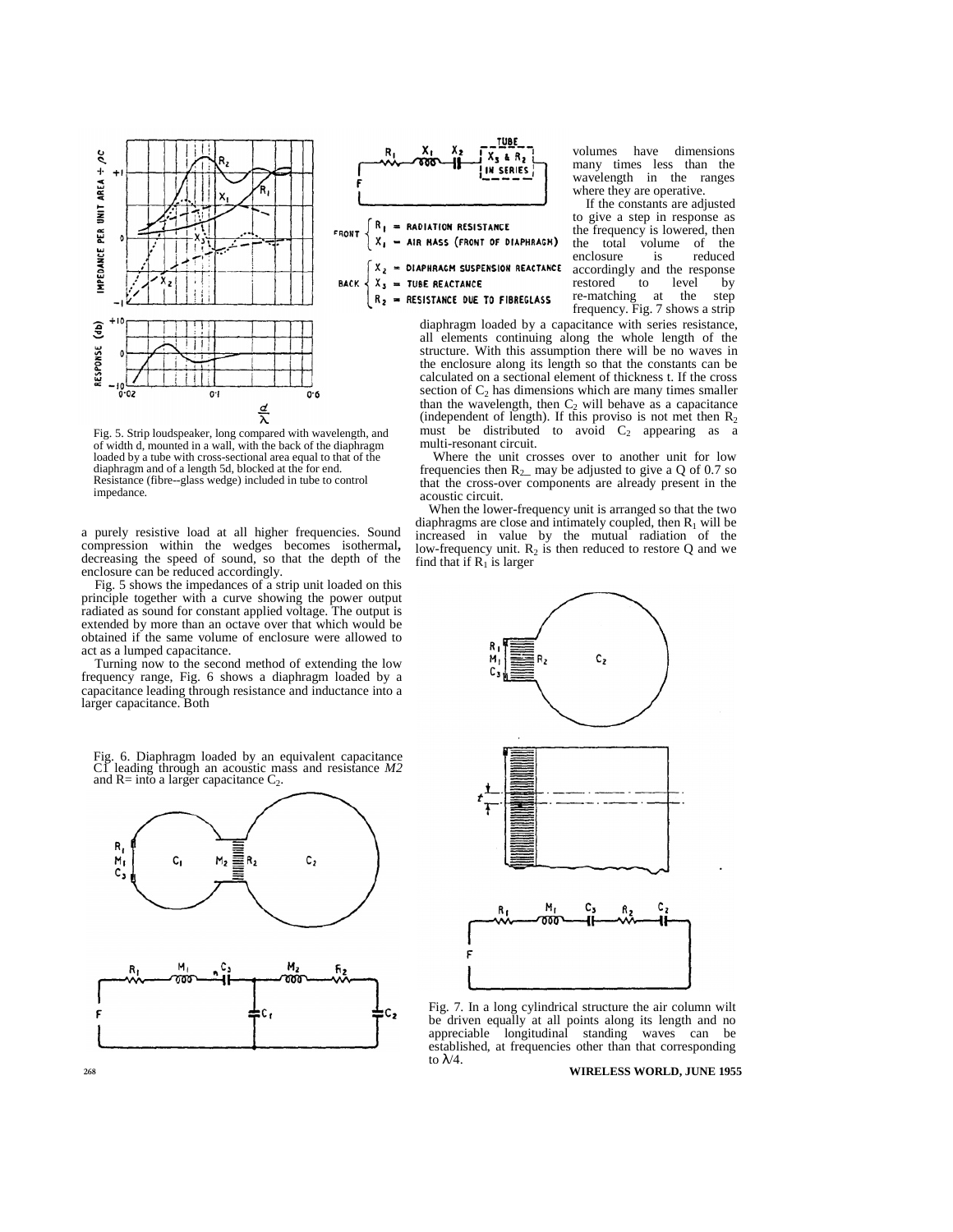TUBE

$R_1$ $X_1$ $X_2$ $X_3$ & $R_2$ IN SERIES

F

FRONT { $R_1$ = RADIATION RESISTANCE; $X_1$ = AIR MASS (FRONT OF DIAPHRAGM)

BACK { $X_2$ = DIAPHRAGM SUSPENSION REACTANCE; $X_3$ = TUBE REACTANCE; $R_2$ = RESISTANCE DUE TO FIBREGLASS

Fig. 5. Strip loudspeaker, long compared with wavelength, and of width d, mounted in a wall, with the back of the diaphragm loaded by a tube with cross-sectional area equal to that of the diaphragm and of a length 5d, blocked at the for end. Resistance (fibre--glass wedge) included in tube to control impedance.

a purely resistive load at all higher frequencies. Sound compression within the wedges becomes isothermal**,** decreasing the speed of sound, so that the depth of the enclosure can be reduced accordingly.

Fig. 5 shows the impedances of a strip unit loaded on this principle together with a curve showing the power output radiated as sound for constant applied voltage. The output is extended by more than an octave over that which would be obtained if the same volume of enclosure were allowed to act as a lumped capacitance.

Turning now to the second method of extending the low frequency range, Fig. 6 shows a diaphragm loaded by a capacitance leading through resistance and inductance into a larger capacitance. Both volumes have dimensions many times less than the wavelength in the ranges where they are operative.

If the constants are adjusted to give a step in response as the frequency is lowered, then the total volume of the enclosure is reduced accordingly and the response restored to level by re-matching at the step frequency. Fig. 7 shows a strip diaphragm loaded by a capacitance with series resistance, all elements continuing along the whole length of the structure. With this assumption there will be no waves in the enclosure along its length so that the constants can be calculated on a sectional element of thickness t. If the cross section of $C_2$ has dimensions which are many times smaller than the wavelength, then $C_2$ will behave as a capacitance (independent of length). If this proviso is not met then $R_2$ must be distributed to avoid $C_2$ appearing as a multi-resonant circuit.

Where the unit crosses over to another unit for low frequencies then $R_2$ may be adjusted to give a Q of 0.7 so that the cross-over components are already present in the acoustic circuit.

When the lower-frequency unit is arranged so that the two diaphragms are close and intimately coupled, then $R_1$ will be increased in value by the mutual radiation of the low-frequency unit. $R_2$ is then reduced to restore Q and we find that if $R_1$ is larger

Fig. 6. Diaphragm loaded by an equivalent capacitance C1 leading through an acoustic mass and resistance *M2* and R= into a larger capacitance $C_2$.

Fig. 7. In a long cylindrical structure the air column wilt be driven equally at all points along its length and no appreciable longitudinal standing waves can be established, at frequencies other than that corresponding to $\lambda/4$.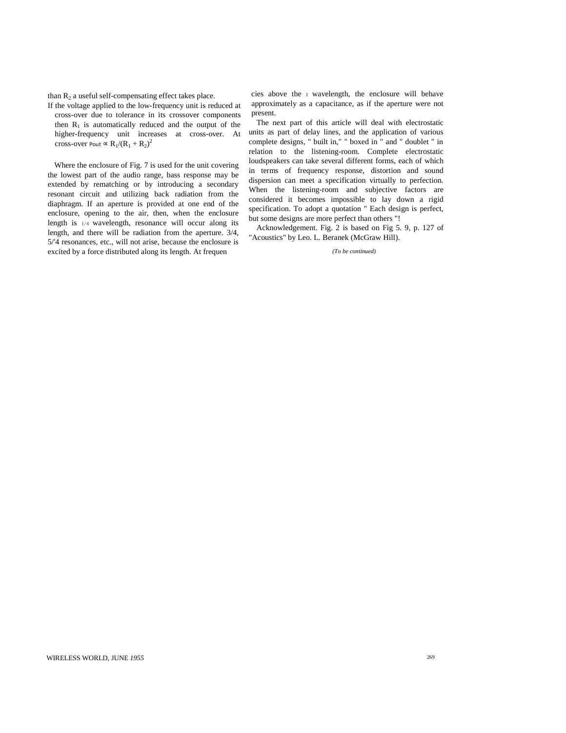than $R_2$ a useful self-compensating effect takes place.

If the voltage applied to the low-frequency unit is reduced at cross-over due to tolerance in its crossover components then $R_1$ is automatically reduced and the output of the higher-frequency unit increases at cross-over. At cross-over $P_{out} \propto R_1/(R_1 + R_2)^2$

Where the enclosure of Fig. 7 is used for the unit covering the lowest part of the audio range, bass response may be extended by rematching or by introducing a secondary resonant circuit and utilizing back radiation from the diaphragm. If an aperture is provided at one end of the enclosure, opening to the air, then, when the enclosure length is 1/4 wavelength, resonance will occur along its length, and there will be radiation from the aperture. 3/4, 5/'4 resonances, etc., will not arise, because the enclosure is excited by a force distributed along its length. At frequencies above the 1 wavelength, the enclosure will behave approximately as a capacitance, as if the aperture were not present.

The next part of this article will deal with electrostatic units as part of delay lines, and the application of various complete designs, " built in," " boxed in " and " doublet " in relation to the listening-room. Complete electrostatic loudspeakers can take several different forms, each of which in terms of frequency response, distortion and sound dispersion can meet a specification virtually to perfection. When the listening-room and subjective factors are considered it becomes impossible to lay down a rigid specification. To adopt a quotation " Each design is perfect, but some designs are more perfect than others "!

Acknowledgement. Fig. 2 is based on Fig 5. 9, p. 127 of "Acoustics" by Leo. L. Beranek (McGraw Hill).

*(To be continued)*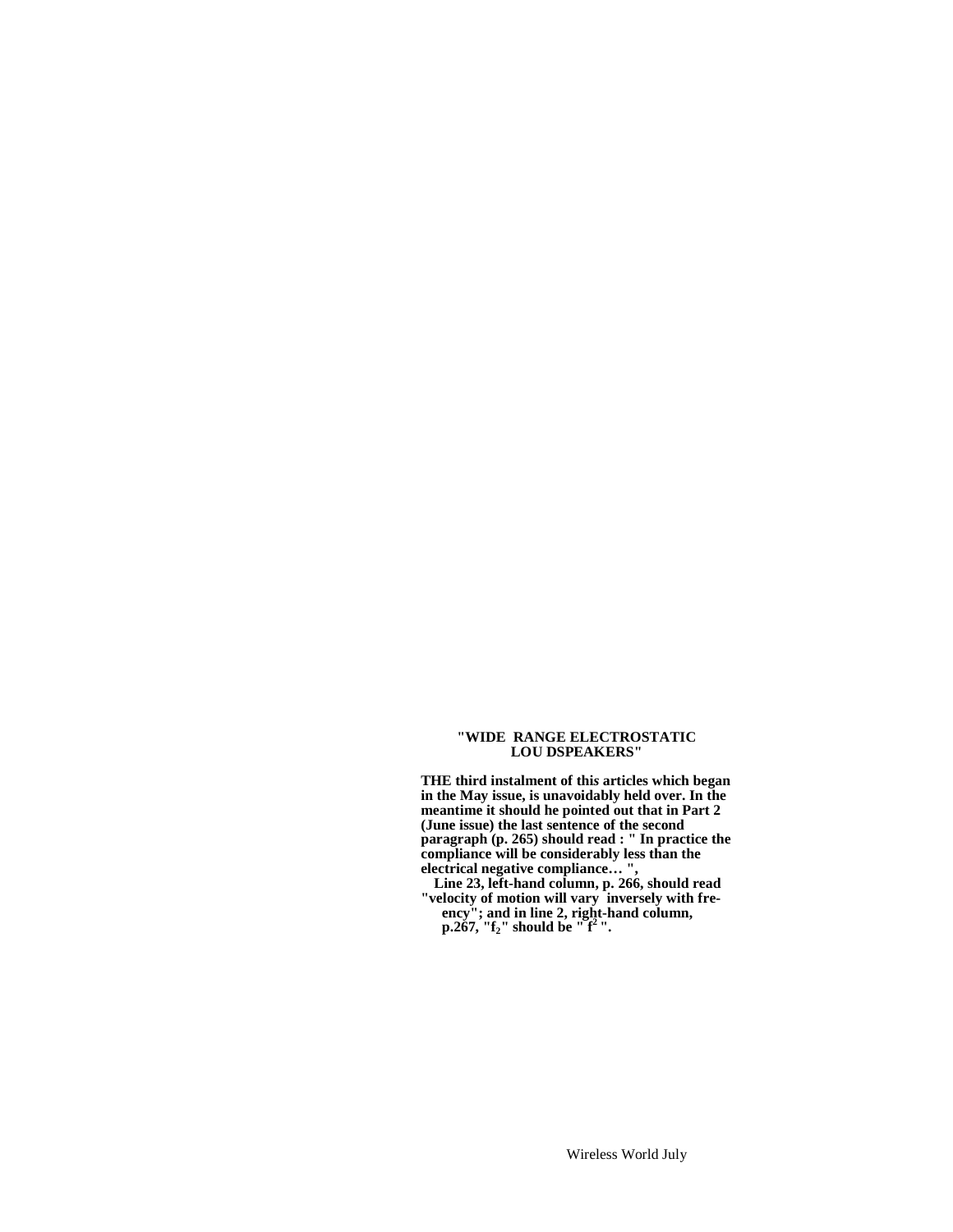**"WIDE RANGE ELECTROSTATIC LOU DSPEAKERS"**

**THE third instalment of this articles which began in the May issue, is unavoidably held over. In the meantime it should he pointed out that in Part 2 (June issue) the last sentence of the second paragraph (p. 265) should read : " In practice the compliance will be considerably less than the electrical negative compliance… ",**

**Line 23, left-hand column, p. 266, should read "velocity of motion will vary inversely with fre- ency"; and in line 2, right-hand column, p.267, "$f_2$" should be " $f^2$ ".**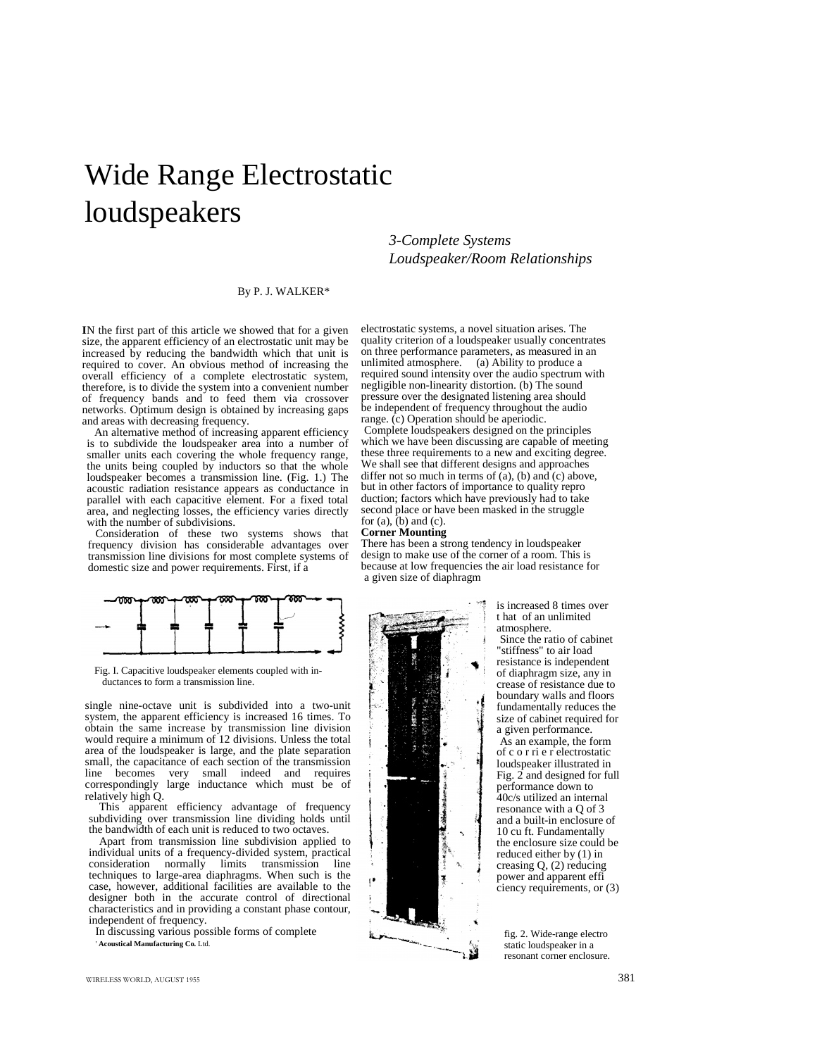# Wide Range Electrostatic loudspeakers

*3-Complete Systems*
*Loudspeaker/Room Relationships*

By P. J. WALKER*

IN the first part of this article we showed that for a given size, the apparent efficiency of an electrostatic unit may be increased by reducing the bandwidth which that unit is required to cover. An obvious method of increasing the overall efficiency of a complete electrostatic system, therefore, is to divide the system into a convenient number of frequency bands and to feed them via crossover networks. Optimum design is obtained by increasing gaps and areas with decreasing frequency.

An alternative method of increasing apparent efficiency is to subdivide the loudspeaker area into a number of smaller units each covering the whole frequency range, the units being coupled by inductors so that the whole loudspeaker becomes a transmission line. (Fig. 1.) The acoustic radiation resistance appears as conductance in parallel with each capacitive element. For a fixed total area, and neglecting losses, the efficiency varies directly with the number of subdivisions.

Consideration of these two systems shows that frequency division has considerable advantages over transmission line divisions for most complete systems of domestic size and power requirements. First, if a single nine-octave unit is subdivided into a two-unit system, the apparent efficiency is increased 16 times. To obtain the same increase by transmission line division would require a minimum of 12 divisions. Unless the total area of the loudspeaker is large, and the plate separation small, the capacitance of each section of the transmission line becomes very small indeed and requires correspondingly large inductance which must be of relatively high Q.

Fig. I. Capacitive loudspeaker elements coupled with inductances to form a transmission line.

This apparent efficiency advantage of frequency subdividing over transmission line dividing holds until the bandwidth of each unit is reduced to two octaves.

Apart from transmission line subdivision applied to individual units of a frequency-divided system, practical consideration normally limits transmission line techniques to large-area diaphragms. When such is the case, however, additional facilities are available to the designer both in the accurate control of directional characteristics and in providing a constant phase contour, independent of frequency.

In discussing various possible forms of complete electrostatic systems, a novel situation arises. The quality criterion of a loudspeaker usually concentrates on three performance parameters, as measured in an unlimited atmosphere. (a) Ability to produce a required sound intensity over the audio spectrum with negligible non-linearity distortion. (b) The sound pressure over the designated listening area should be independent of frequency throughout the audio range. (c) Operation should be aperiodic.

Complete loudspeakers designed on the principles which we have been discussing are capable of meeting these three requirements to a new and exciting degree. We shall see that different designs and approaches differ not so much in terms of (a), (b) and (c) above, but in other factors of importance to quality reproduction; factors which have previously had to take second place or have been masked in the struggle for (a), (b) and (c).

**Corner Mounting**

There has been a strong tendency in loudspeaker design to make use of the corner of a room. This is because at low frequencies the air load resistance for a given size of diaphragm is increased 8 times over that of an unlimited atmosphere.

Since the ratio of cabinet "stiffness" to air load resistance is independent of diaphragm size, any increase of resistance due to boundary walls and floors fundamentally reduces the size of cabinet required for a given performance.

As an example, the form of corner electrostatic loudspeaker illustrated in Fig. 2 and designed for full performance down to 40c/s utilized an internal resonance with a Q of 3 and a built-in enclosure of 10 cu ft. Fundamentally the enclosure size could be reduced either by (1) increasing Q, (2) reducing power and apparent efficiency requirements, or (3)

Fig. 2. Wide-range electrostatic loudspeaker in a resonant corner enclosure.

* Acoustical Manufacturing Co. Ltd.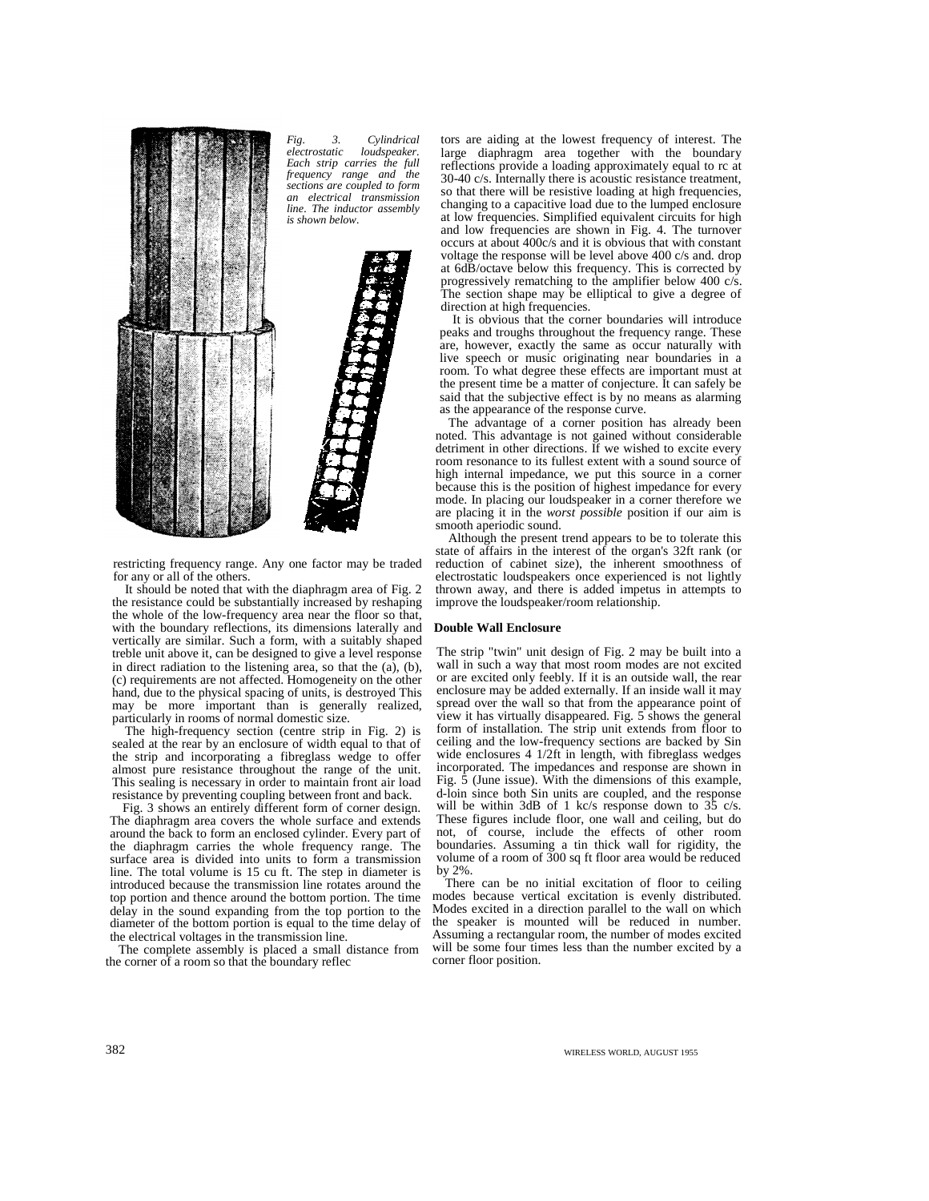*Fig. 3. Cylindrical electrostatic loudspeaker. Each strip carries the full frequency range and the sections are coupled to form an electrical transmission line. The inductor assembly is shown below.*

restricting frequency range. Any one factor may be traded for any or all of the others.

It should be noted that with the diaphragm area of Fig. 2 the resistance could be substantially increased by reshaping the whole of the low-frequency area near the floor so that, with the boundary reflections, its dimensions laterally and vertically are similar. Such a form, with a suitably shaped treble unit above it, can be designed to give a level response in direct radiation to the listening area, so that the (a), (b), (c) requirements are not affected. Homogeneity on the other hand, due to the physical spacing of units, is destroyed This may be more important than is generally realized, particularly in rooms of normal domestic size.

The high-frequency section (centre strip in Fig. 2) is sealed at the rear by an enclosure of width equal to that of the strip and incorporating a fibreglass wedge to offer almost pure resistance throughout the range of the unit. This sealing is necessary in order to maintain front air load resistance by preventing coupling between front and back.

Fig. 3 shows an entirely different form of corner design. The diaphragm area covers the whole surface and extends around the back to form an enclosed cylinder. Every part of the diaphragm carries the whole frequency range. The surface area is divided into units to form a transmission line. The total volume is 15 cu ft. The step in diameter is introduced because the transmission line rotates around the top portion and thence around the bottom portion. The time delay in the sound expanding from the top portion to the diameter of the bottom portion is equal to the time delay of the electrical voltages in the transmission line.

The complete assembly is placed a small distance from the corner of a room so that the boundary reflectors are aiding at the lowest frequency of interest. The large diaphragm area together with the boundary reflections provide a loading approximately equal to rc at 30-40 c/s. Internally there is acoustic resistance treatment, so that there will be resistive loading at high frequencies, changing to a capacitive load due to the lumped enclosure at low frequencies. Simplified equivalent circuits for high and low frequencies are shown in Fig. 4. The turnover occurs at about 400c/s and it is obvious that with constant voltage the response will be level above 400 c/s and. drop at 6dB/octave below this frequency. This is corrected by progressively rematching to the amplifier below 400 c/s. The section shape may be elliptical to give a degree of direction at high frequencies.

It is obvious that the corner boundaries will introduce peaks and troughs throughout the frequency range. These are, however, exactly the same as occur naturally with live speech or music originating near boundaries in a room. To what degree these effects are important must at the present time be a matter of conjecture. It can safely be said that the subjective effect is by no means as alarming as the appearance of the response curve.

The advantage of a corner position has already been noted. This advantage is not gained without considerable detriment in other directions. If we wished to excite every room resonance to its fullest extent with a sound source of high internal impedance, we put this source in a corner because this is the position of highest impedance for every mode. In placing our loudspeaker in a corner therefore we are placing it in the *worst possible* position if our aim is smooth aperiodic sound.

Although the present trend appears to be to tolerate this state of affairs in the interest of the organ's 32ft rank (or reduction of cabinet size), the inherent smoothness of electrostatic loudspeakers once experienced is not lightly thrown away, and there is added impetus in attempts to improve the loudspeaker/room relationship.

**Double Wall Enclosure**

The strip "twin" unit design of Fig. 2 may be built into a wall in such a way that most room modes are not excited or are excited only feebly. If it is an outside wall, the rear enclosure may be added externally. If an inside wall it may spread over the wall so that from the appearance point of view it has virtually disappeared. Fig. 5 shows the general form of installation. The strip unit extends from floor to ceiling and the low-frequency sections are backed by Sin wide enclosures 4 1/2ft in length, with fibreglass wedges incorporated. The impedances and response are shown in Fig. 5 (June issue). With the dimensions of this example, d-loin since both Sin units are coupled, and the response will be within 3dB of 1 kc/s response down to 35 c/s. These figures include floor, one wall and ceiling, but do not, of course, include the effects of other room boundaries. Assuming a tin thick wall for rigidity, the volume of a room of 300 sq ft floor area would be reduced by 2%.

There can be no initial excitation of floor to ceiling modes because vertical excitation is evenly distributed. Modes excited in a direction parallel to the wall on which the speaker is mounted will be reduced in number. Assuming a rectangular room, the number of modes excited will be some four times less than the number excited by a corner floor position.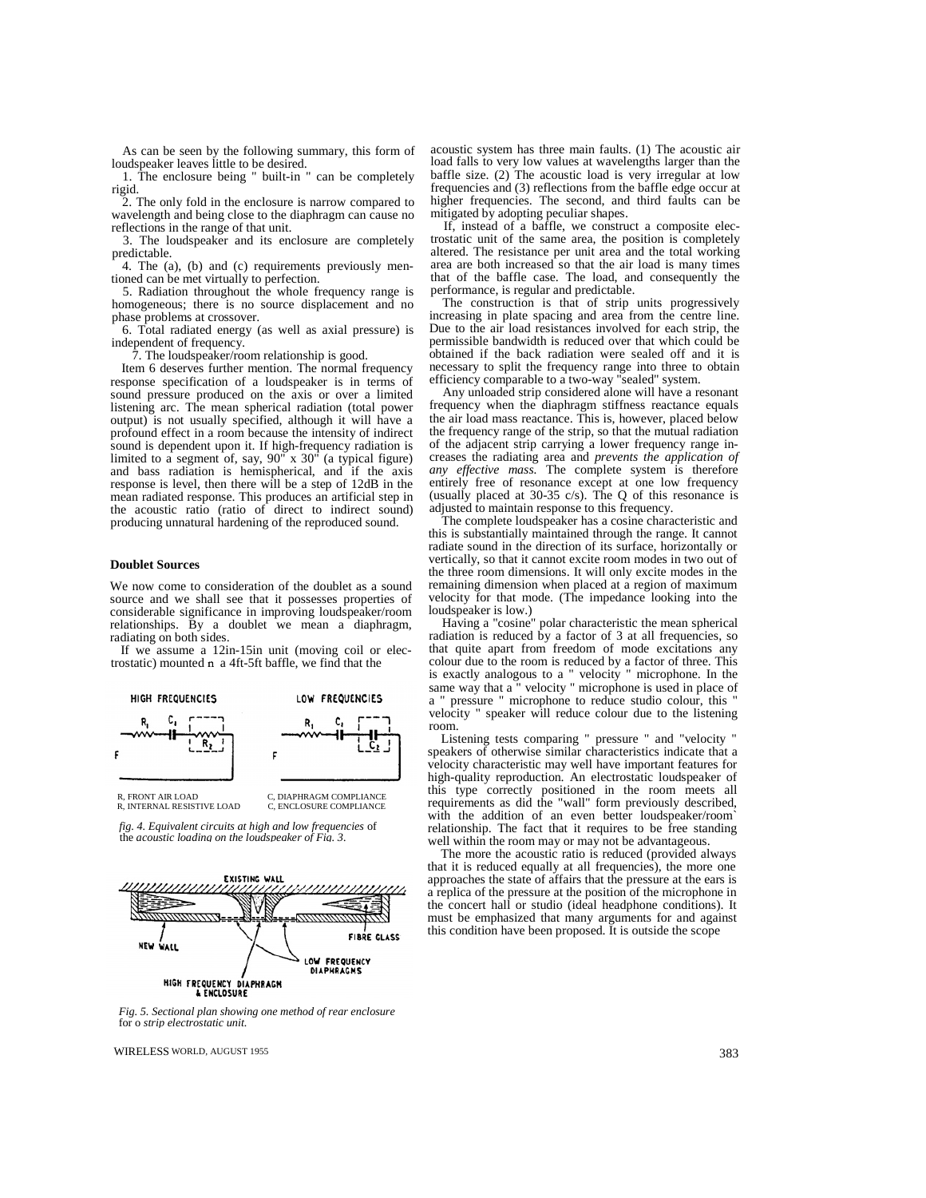As can be seen by the following summary, this form of loudspeaker leaves little to be desired.

1. The enclosure being " built-in " can be completely rigid.

2. The only fold in the enclosure is narrow compared to wavelength and being close to the diaphragm can cause no reflections in the range of that unit.

3. The loudspeaker and its enclosure are completely predictable.

4. The (a), (b) and (c) requirements previously mentioned can be met virtually to perfection.

5. Radiation throughout the whole frequency range is homogeneous; there is no source displacement and no phase problems at crossover.

6. Total radiated energy (as well as axial pressure) is independent of frequency.

7. The loudspeaker/room relationship is good.

Item 6 deserves further mention. The normal frequency response specification of a loudspeaker is in terms of sound pressure produced on the axis or over a limited listening arc. The mean spherical radiation (total power output) is not usually specified, although it will have a profound effect in a room because the intensity of indirect sound is dependent upon it. If high-frequency radiation is limited to a segment of, say, 90" x 30" (a typical figure) and bass radiation is hemispherical, and if the axis response is level, then there will be a step of 12dB in the mean radiated response. This produces an artificial step in the acoustic ratio (ratio of direct to indirect sound) producing unnatural hardening of the reproduced sound.

### Doublet Sources

We now come to consideration of the doublet as a sound source and we shall see that it possesses properties of considerable significance in improving loudspeaker/room relationships. By a doublet we mean a diaphragm, radiating on both sides.

If we assume a 12in-15in unit (moving coil or electrostatic) mounted n a 4ft-5ft baffle, we find that the

R, FRONT AIR LOAD
R, INTERNAL RESISTIVE LOAD
C, DIAPHRAGM COMPLIANCE
C, ENCLOSURE COMPLIANCE

*fig. 4. Equivalent circuits at high and low frequencies* of the *acoustic loading on the loudspeaker of Fig. 3*.

*Fig. 5. Sectional plan showing one method of rear enclosure* for o *strip electrostatic unit.*

acoustic system has three main faults. (1) The acoustic air load falls to very low values at wavelengths larger than the baffle size. (2) The acoustic load is very irregular at low frequencies and (3) reflections from the baffle edge occur at higher frequencies. The second, and third faults can be mitigated by adopting peculiar shapes.

If, instead of a baffle, we construct a composite electrostatic unit of the same area, the position is completely altered. The resistance per unit area and the total working area are both increased so that the air load is many times that of the baffle case. The load, and consequently the performance, is regular and predictable.

The construction is that of strip units progressively increasing in plate spacing and area from the centre line. Due to the air load resistances involved for each strip, the permissible bandwidth is reduced over that which could be obtained if the back radiation were sealed off and it is necessary to split the frequency range into three to obtain efficiency comparable to a two-way "sealed" system.

Any unloaded strip considered alone will have a resonant frequency when the diaphragm stiffness reactance equals the air load mass reactance. This is, however, placed below the frequency range of the strip, so that the mutual radiation of the adjacent strip carrying a lower frequency range increases the radiating area and *prevents the application of any effective mass.* The complete system is therefore entirely free of resonance except at one low frequency (usually placed at 30-35 c/s). The Q of this resonance is adjusted to maintain response to this frequency.

The complete loudspeaker has a cosine characteristic and this is substantially maintained through the range. It cannot radiate sound in the direction of its surface, horizontally or vertically, so that it cannot excite room modes in two out of the three room dimensions. It will only excite modes in the remaining dimension when placed at a region of maximum velocity for that mode. (The impedance looking into the loudspeaker is low.)

Having a "cosine" polar characteristic the mean spherical radiation is reduced by a factor of 3 at all frequencies, so that quite apart from freedom of mode excitations any colour due to the room is reduced by a factor of three. This is exactly analogous to a " velocity " microphone. In the same way that a " velocity " microphone is used in place of a " pressure " microphone to reduce studio colour, this " velocity " speaker will reduce colour due to the listening room.

Listening tests comparing " pressure " and "velocity " speakers of otherwise similar characteristics indicate that a velocity characteristic may well have important features for high-quality reproduction. An electrostatic loudspeaker of this type correctly positioned in the room meets all requirements as did the "wall" form previously described, with the addition of an even better loudspeaker/room relationship. The fact that it requires to be free standing well within the room may or may not be advantageous.

The more the acoustic ratio is reduced (provided always that it is reduced equally at all frequencies), the more one approaches the state of affairs that the pressure at the ears is a replica of the pressure at the position of the microphone in the concert hall or studio (ideal headphone conditions). It must be emphasized that many arguments for and against this condition have been proposed. It is outside the scope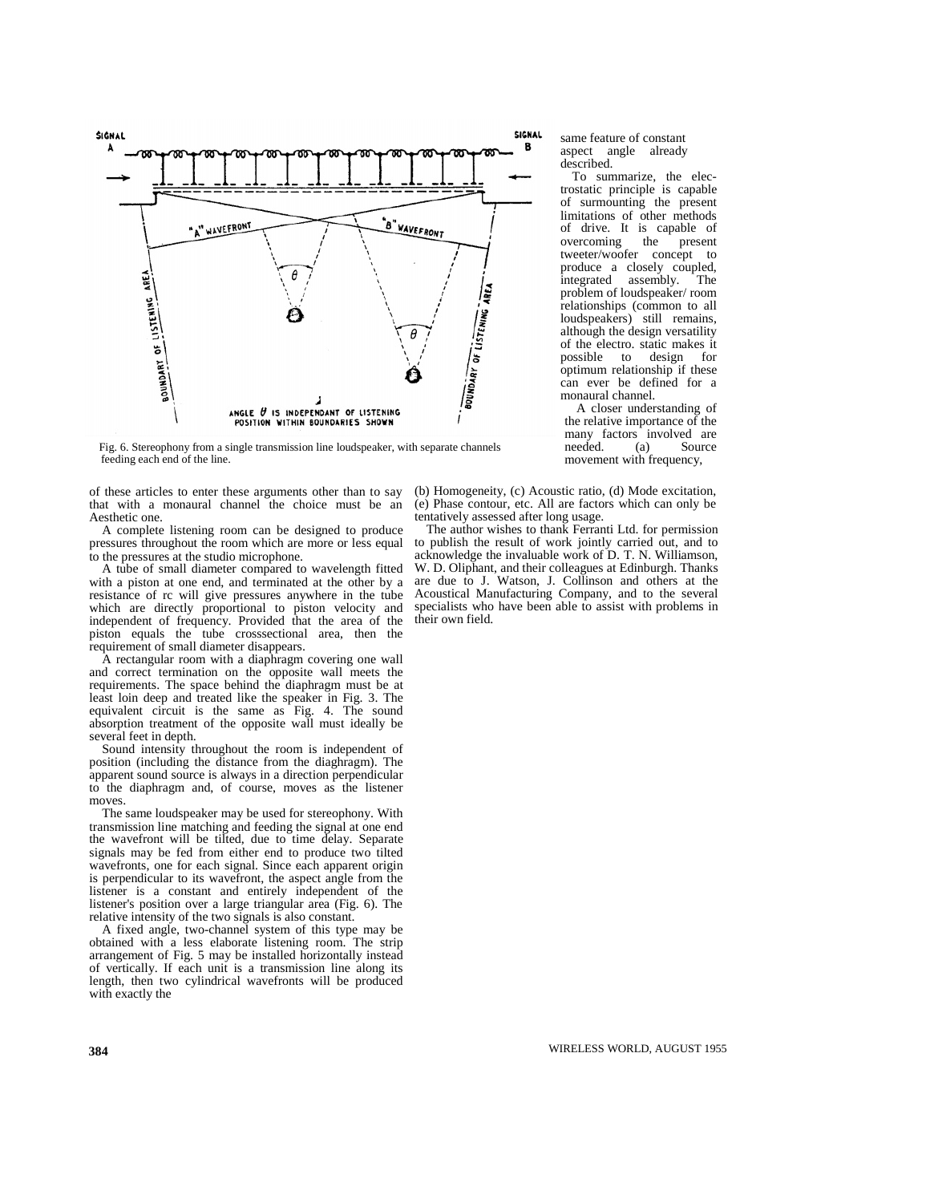SIGNAL A

SIGNAL B

"A" WAVEFRONT

"B" WAVEFRONT

$\theta$

$\theta$

BOUNDARY OF LISTENING AREA

BOUNDARY OF LISTENING AREA

ANGLE $\theta$ IS INDEPENDANT OF LISTENING POSITION WITHIN BOUNDARIES SHOWN

Fig. 6. Stereophony from a single transmission line loudspeaker, with separate channels feeding each end of the line.

of these articles to enter these arguments other than to say that with a monaural channel the choice must be an Aesthetic one.

A complete listening room can be designed to produce pressures throughout the room which are more or less equal to the pressures at the studio microphone.

A tube of small diameter compared to wavelength fitted with a piston at one end, and terminated at the other by a resistance of rc will give pressures anywhere in the tube which are directly proportional to piston velocity and independent of frequency. Provided that the area of the piston equals the tube crosssectional area, then the requirement of small diameter disappears.

A rectangular room with a diaphragm covering one wall and correct termination on the opposite wall meets the requirements. The space behind the diaphragm must be at least loin deep and treated like the speaker in Fig. 3. The equivalent circuit is the same as Fig. 4. The sound absorption treatment of the opposite wall must ideally be several feet in depth.

Sound intensity throughout the room is independent of position (including the distance from the diaghragm). The apparent sound source is always in a direction perpendicular to the diaphragm and, of course, moves as the listener moves.

The same loudspeaker may be used for stereophony. With transmission line matching and feeding the signal at one end the wavefront will be tilted, due to time delay. Separate signals may be fed from either end to produce two tilted wavefronts, one for each signal. Since each apparent origin is perpendicular to its wavefront, the aspect angle from the listener is a constant and entirely independent of the listener's position over a large triangular area (Fig. 6). The relative intensity of the two signals is also constant.

A fixed angle, two-channel system of this type may be obtained with a less elaborate listening room. The strip arrangement of Fig. 5 may be installed horizontally instead of vertically. If each unit is a transmission line along its length, then two cylindrical wavefronts will be produced with exactly the same feature of constant aspect angle already described.

To summarize, the electrostatic principle is capable of surmounting the present limitations of other methods of drive. It is capable of overcoming the present tweeter/woofer concept to produce a closely coupled, integrated assembly. The problem of loudspeaker/ room relationships (common to all loudspeakers) still remains, although the design versatility of the electro. static makes it possible to design for optimum relationship if these can ever be defined for a monaural channel.

A closer understanding of the relative importance of the many factors involved are needed. (a) Source movement with frequency, (b) Homogeneity, (c) Acoustic ratio, (d) Mode excitation, (e) Phase contour, etc. All are factors which can only be tentatively assessed after long usage.

The author wishes to thank Ferranti Ltd. for permission to publish the result of work jointly carried out, and to acknowledge the invaluable work of D. T. N. Williamson, W. D. Oliphant, and their colleagues at Edinburgh. Thanks are due to J. Watson, J. Collinson and others at the Acoustical Manufacturing Company, and to the several specialists who have been able to assist with problems in their own field.